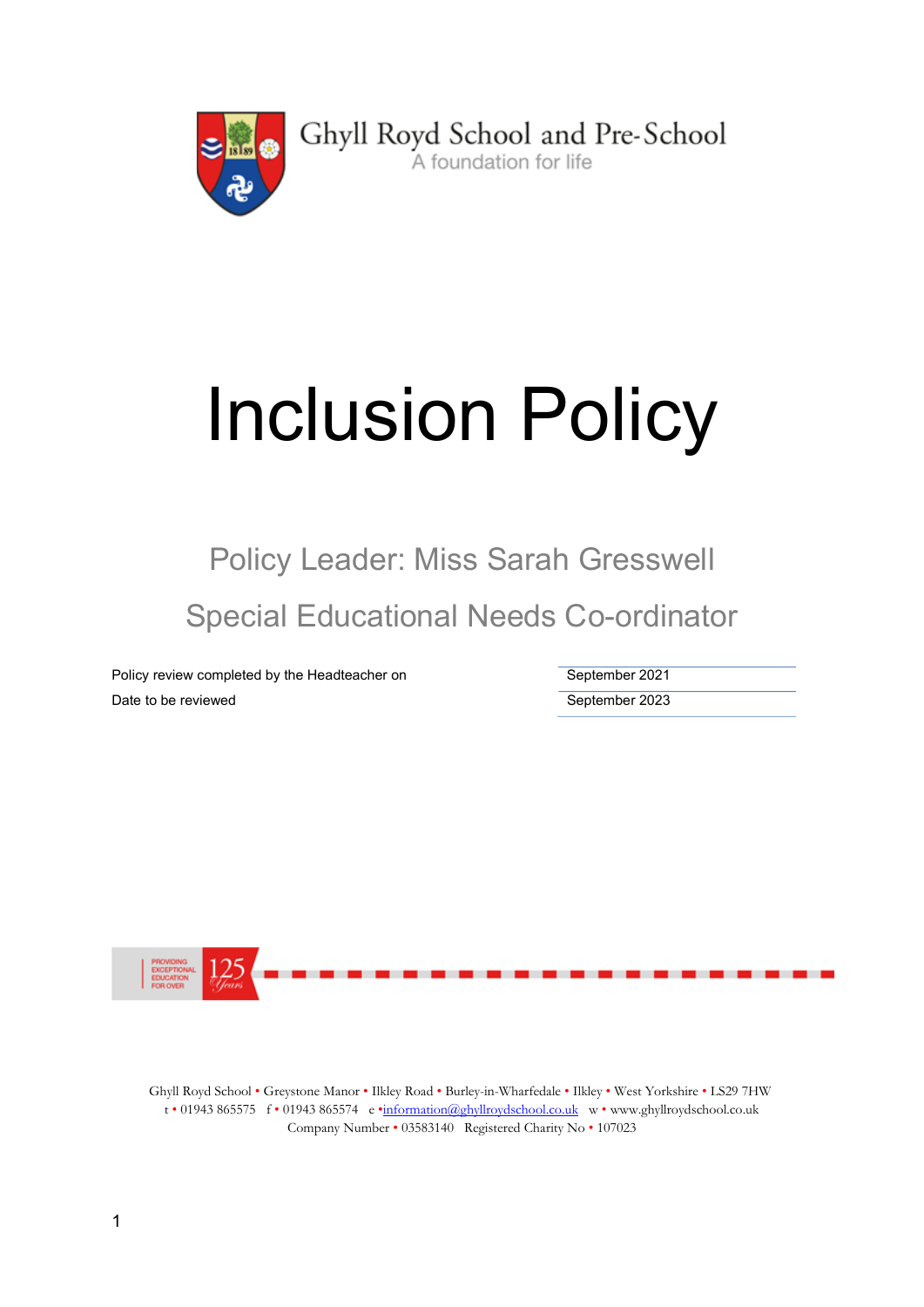Ghyll Royd School and Pre-School

A foundation for life

# Inclusion Policy

## Policy Leader: Miss Sarah Gresswell

## Special Educational Needs Co-ordinator

| | |
|---|---|
| Policy review completed by the Headteacher on | September 2021 |
| Date to be reviewed | September 2023 |

PROVIDING EXCEPTIONAL EDUCATION FOR OVER 125 Years

Ghyll Royd School • Greystone Manor • Ilkley Road • Burley-in-Wharfedale • Ilkley • West Yorkshire • LS29 7HW
t • 01943 865575 f • 01943 865574 e • information@ghyllroydschool.co.uk w • www.ghyllroydschool.co.uk
Company Number • 03583140 Registered Charity No • 107023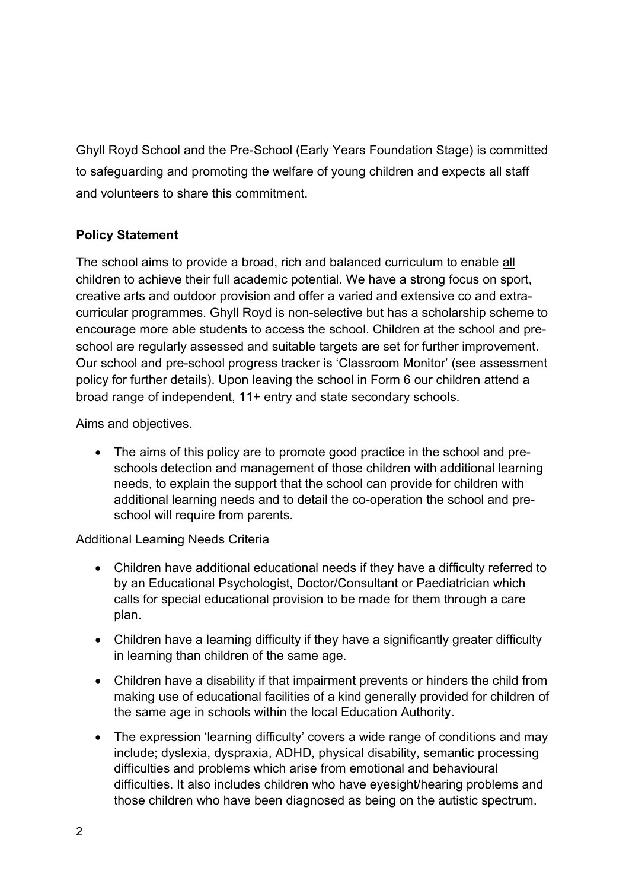Ghyll Royd School and the Pre-School (Early Years Foundation Stage) is committed to safeguarding and promoting the welfare of young children and expects all staff and volunteers to share this commitment.

**Policy Statement**

The school aims to provide a broad, rich and balanced curriculum to enable <u>all</u> children to achieve their full academic potential. We have a strong focus on sport, creative arts and outdoor provision and offer a varied and extensive co and extra-curricular programmes. Ghyll Royd is non-selective but has a scholarship scheme to encourage more able students to access the school. Children at the school and pre-school are regularly assessed and suitable targets are set for further improvement. Our school and pre-school progress tracker is 'Classroom Monitor' (see assessment policy for further details). Upon leaving the school in Form 6 our children attend a broad range of independent, 11+ entry and state secondary schools.

Aims and objectives.

- The aims of this policy are to promote good practice in the school and pre-schools detection and management of those children with additional learning needs, to explain the support that the school can provide for children with additional learning needs and to detail the co-operation the school and pre-school will require from parents.

Additional Learning Needs Criteria

- Children have additional educational needs if they have a difficulty referred to by an Educational Psychologist, Doctor/Consultant or Paediatrician which calls for special educational provision to be made for them through a care plan.
- Children have a learning difficulty if they have a significantly greater difficulty in learning than children of the same age.
- Children have a disability if that impairment prevents or hinders the child from making use of educational facilities of a kind generally provided for children of the same age in schools within the local Education Authority.
- The expression 'learning difficulty' covers a wide range of conditions and may include; dyslexia, dyspraxia, ADHD, physical disability, semantic processing difficulties and problems which arise from emotional and behavioural difficulties. It also includes children who have eyesight/hearing problems and those children who have been diagnosed as being on the autistic spectrum.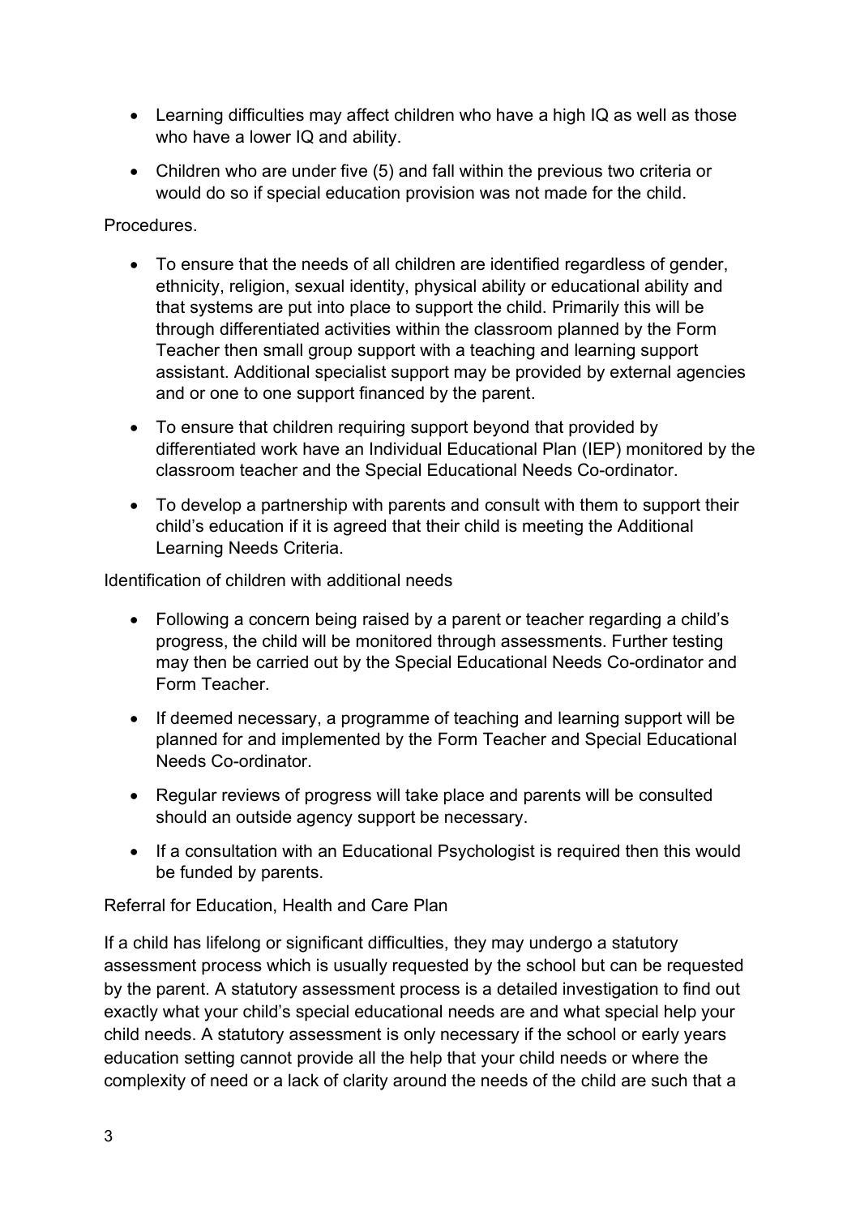- Learning difficulties may affect children who have a high IQ as well as those who have a lower IQ and ability.
- Children who are under five (5) and fall within the previous two criteria or would do so if special education provision was not made for the child.

Procedures.

- To ensure that the needs of all children are identified regardless of gender, ethnicity, religion, sexual identity, physical ability or educational ability and that systems are put into place to support the child. Primarily this will be through differentiated activities within the classroom planned by the Form Teacher then small group support with a teaching and learning support assistant. Additional specialist support may be provided by external agencies and or one to one support financed by the parent.
- To ensure that children requiring support beyond that provided by differentiated work have an Individual Educational Plan (IEP) monitored by the classroom teacher and the Special Educational Needs Co-ordinator.
- To develop a partnership with parents and consult with them to support their child's education if it is agreed that their child is meeting the Additional Learning Needs Criteria.

Identification of children with additional needs

- Following a concern being raised by a parent or teacher regarding a child's progress, the child will be monitored through assessments. Further testing may then be carried out by the Special Educational Needs Co-ordinator and Form Teacher.
- If deemed necessary, a programme of teaching and learning support will be planned for and implemented by the Form Teacher and Special Educational Needs Co-ordinator.
- Regular reviews of progress will take place and parents will be consulted should an outside agency support be necessary.
- If a consultation with an Educational Psychologist is required then this would be funded by parents.

Referral for Education, Health and Care Plan

If a child has lifelong or significant difficulties, they may undergo a statutory assessment process which is usually requested by the school but can be requested by the parent. A statutory assessment process is a detailed investigation to find out exactly what your child's special educational needs are and what special help your child needs. A statutory assessment is only necessary if the school or early years education setting cannot provide all the help that your child needs or where the complexity of need or a lack of clarity around the needs of the child are such that a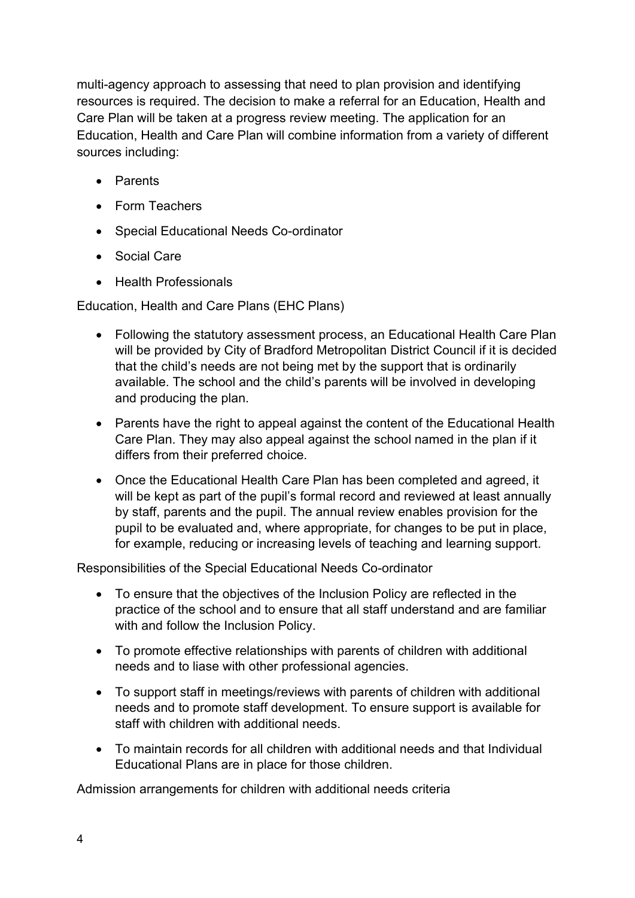multi-agency approach to assessing that need to plan provision and identifying resources is required. The decision to make a referral for an Education, Health and Care Plan will be taken at a progress review meeting. The application for an Education, Health and Care Plan will combine information from a variety of different sources including:

- Parents
- Form Teachers
- Special Educational Needs Co-ordinator
- Social Care
- Health Professionals

Education, Health and Care Plans (EHC Plans)

- Following the statutory assessment process, an Educational Health Care Plan will be provided by City of Bradford Metropolitan District Council if it is decided that the child's needs are not being met by the support that is ordinarily available. The school and the child's parents will be involved in developing and producing the plan.
- Parents have the right to appeal against the content of the Educational Health Care Plan. They may also appeal against the school named in the plan if it differs from their preferred choice.
- Once the Educational Health Care Plan has been completed and agreed, it will be kept as part of the pupil's formal record and reviewed at least annually by staff, parents and the pupil. The annual review enables provision for the pupil to be evaluated and, where appropriate, for changes to be put in place, for example, reducing or increasing levels of teaching and learning support.

Responsibilities of the Special Educational Needs Co-ordinator

- To ensure that the objectives of the Inclusion Policy are reflected in the practice of the school and to ensure that all staff understand and are familiar with and follow the Inclusion Policy.
- To promote effective relationships with parents of children with additional needs and to liase with other professional agencies.
- To support staff in meetings/reviews with parents of children with additional needs and to promote staff development. To ensure support is available for staff with children with additional needs.
- To maintain records for all children with additional needs and that Individual Educational Plans are in place for those children.

Admission arrangements for children with additional needs criteria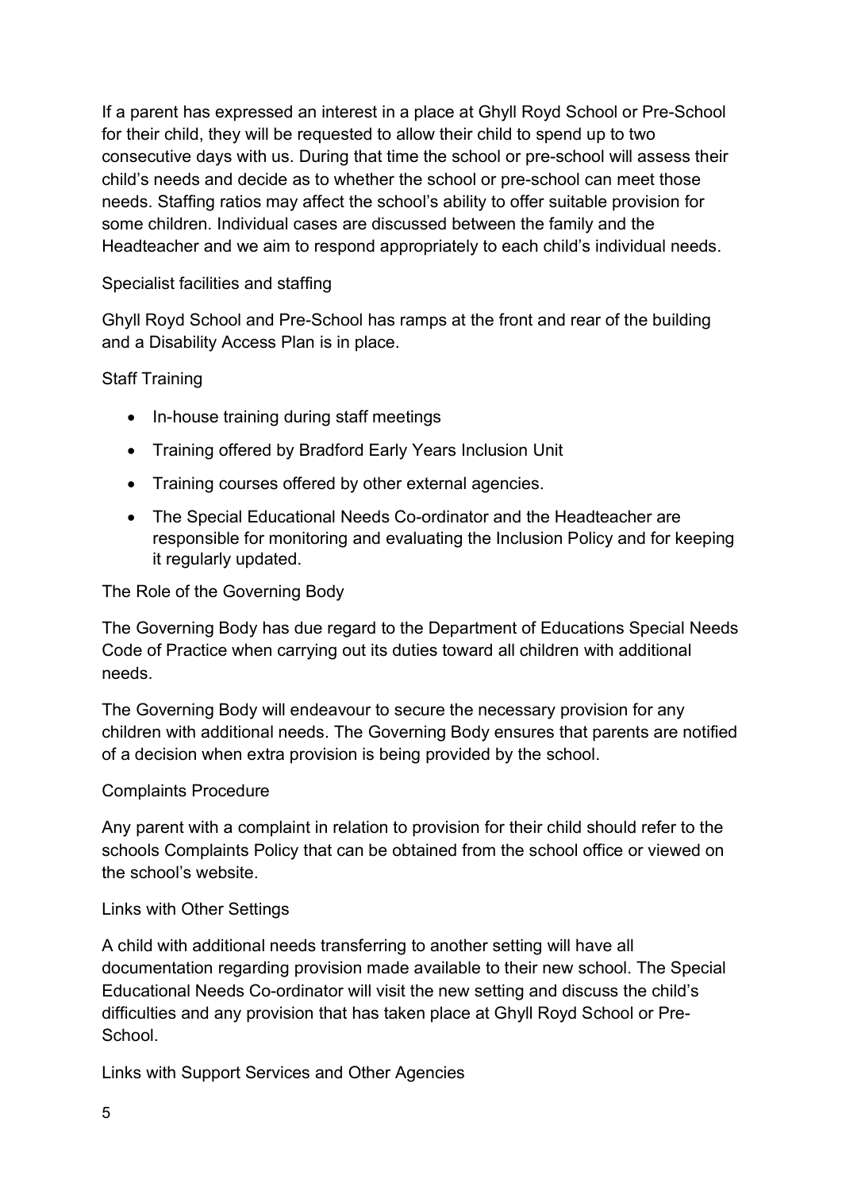If a parent has expressed an interest in a place at Ghyll Royd School or Pre-School for their child, they will be requested to allow their child to spend up to two consecutive days with us. During that time the school or pre-school will assess their child's needs and decide as to whether the school or pre-school can meet those needs. Staffing ratios may affect the school's ability to offer suitable provision for some children. Individual cases are discussed between the family and the Headteacher and we aim to respond appropriately to each child's individual needs.

## Specialist facilities and staffing

Ghyll Royd School and Pre-School has ramps at the front and rear of the building and a Disability Access Plan is in place.

## Staff Training

- In-house training during staff meetings
- Training offered by Bradford Early Years Inclusion Unit
- Training courses offered by other external agencies.
- The Special Educational Needs Co-ordinator and the Headteacher are responsible for monitoring and evaluating the Inclusion Policy and for keeping it regularly updated.

## The Role of the Governing Body

The Governing Body has due regard to the Department of Educations Special Needs Code of Practice when carrying out its duties toward all children with additional needs.

The Governing Body will endeavour to secure the necessary provision for any children with additional needs. The Governing Body ensures that parents are notified of a decision when extra provision is being provided by the school.

## Complaints Procedure

Any parent with a complaint in relation to provision for their child should refer to the schools Complaints Policy that can be obtained from the school office or viewed on the school's website.

## Links with Other Settings

A child with additional needs transferring to another setting will have all documentation regarding provision made available to their new school. The Special Educational Needs Co-ordinator will visit the new setting and discuss the child's difficulties and any provision that has taken place at Ghyll Royd School or Pre-School.

## Links with Support Services and Other Agencies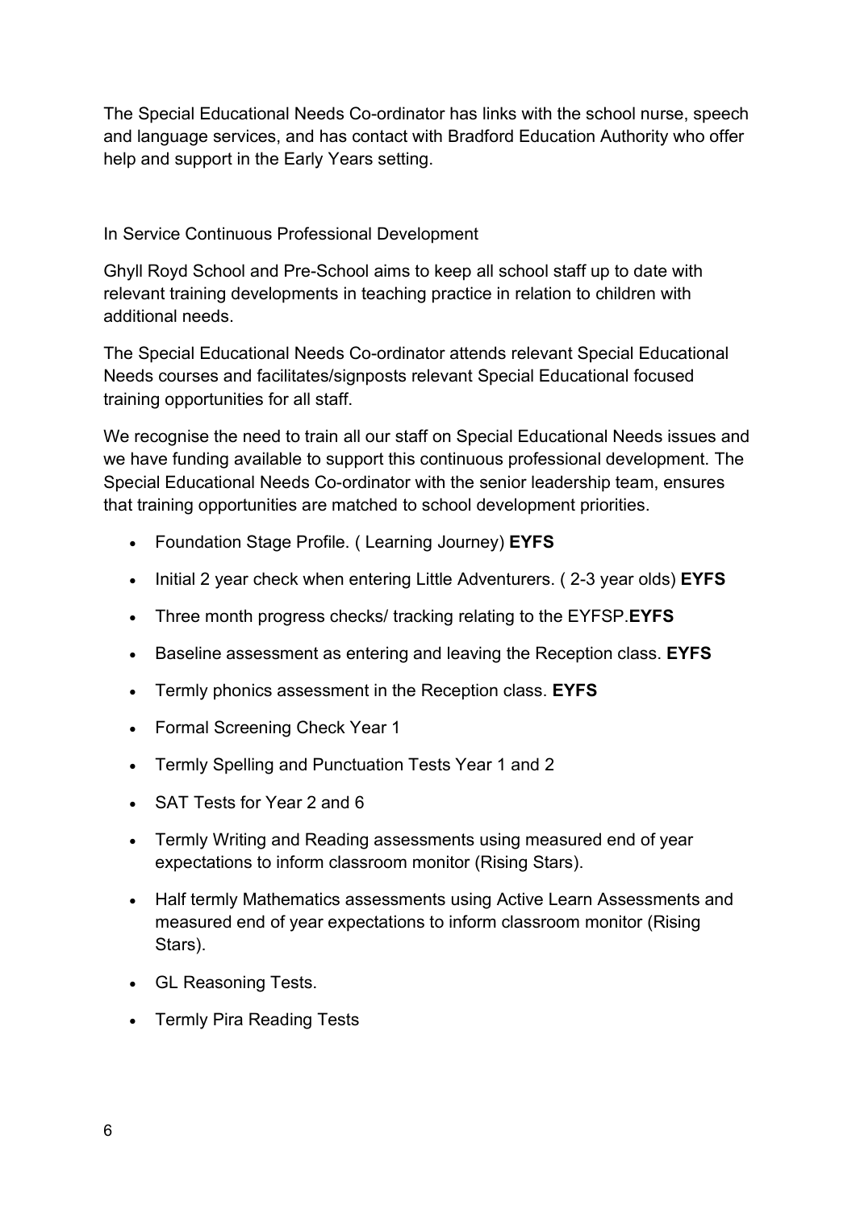The Special Educational Needs Co-ordinator has links with the school nurse, speech and language services, and has contact with Bradford Education Authority who offer help and support in the Early Years setting.

In Service Continuous Professional Development

Ghyll Royd School and Pre-School aims to keep all school staff up to date with relevant training developments in teaching practice in relation to children with additional needs.

The Special Educational Needs Co-ordinator attends relevant Special Educational Needs courses and facilitates/signposts relevant Special Educational focused training opportunities for all staff.

We recognise the need to train all our staff on Special Educational Needs issues and we have funding available to support this continuous professional development. The Special Educational Needs Co-ordinator with the senior leadership team, ensures that training opportunities are matched to school development priorities.

- Foundation Stage Profile. ( Learning Journey) **EYFS**
- Initial 2 year check when entering Little Adventurers. ( 2-3 year olds) **EYFS**
- Three month progress checks/ tracking relating to the EYFSP.**EYFS**
- Baseline assessment as entering and leaving the Reception class. **EYFS**
- Termly phonics assessment in the Reception class. **EYFS**
- Formal Screening Check Year 1
- Termly Spelling and Punctuation Tests Year 1 and 2
- SAT Tests for Year 2 and 6
- Termly Writing and Reading assessments using measured end of year expectations to inform classroom monitor (Rising Stars).
- Half termly Mathematics assessments using Active Learn Assessments and measured end of year expectations to inform classroom monitor (Rising Stars).
- GL Reasoning Tests.
- Termly Pira Reading Tests